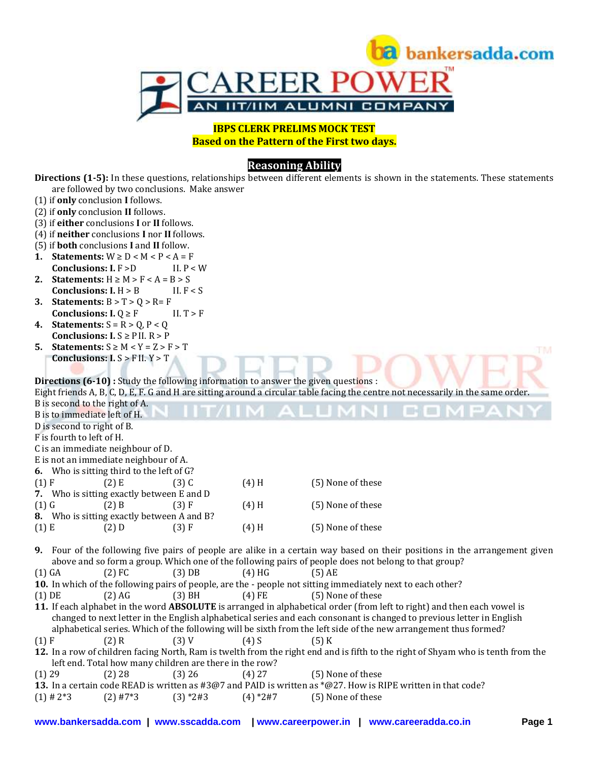**IBPS CLERK PRELIMS MOCK TEST**
**Based on the Pattern of the First two days.**

## Reasoning Ability

**Directions (1-5):** In these questions, relationships between different elements is shown in the statements. These statements are followed by two conclusions. Make answer

(1) if **only** conclusion **I** follows.
(2) if **only** conclusion **II** follows.
(3) if **either** conclusions **I** or **II** follows.
(4) if **neither** conclusions **I** nor **II** follows.
(5) if **both** conclusions **I** and **II** follow.

**1. Statements:** W ≥ D < M < P < A = F
**Conclusions: I.** F >D II. P < W

**2. Statements:** H ≥ M > F < A = B > S
**Conclusions: I.** H > B II. F < S

**3. Statements:** B > T > Q > R= F
**Conclusions: I.** Q ≥ F II. T > F

**4. Statements:** S = R > Q, P < Q
**Conclusions: I.** S ≥ P II. R > P

**5. Statements:** S ≥ M < Y = Z > F > T
**Conclusions: I.** S > F II. Y > T

**Directions (6-10) :** Study the following information to answer the given questions :
Eight friends A, B, C, D, E, F. G and H are sitting around a circular table facing the centre not necessarily in the same order.
B is second to the right of A.
B is to immediate left of H.
D is second to right of B.
F is fourth to left of H.
C is an immediate neighbour of D.
E is not an immediate neighbour of A.

**6.** Who is sitting third to the left of G?
(1) F (2) E (3) C (4) H (5) None of these

**7.** Who is sitting exactly between E and D
(1) G (2) B (3) F (4) H (5) None of these

**8.** Who is sitting exactly between A and B?
(1) E (2) D (3) F (4) H (5) None of these

**9.** Four of the following five pairs of people are alike in a certain way based on their positions in the arrangement given above and so form a group. Which one of the following pairs of people does not belong to that group?
(1) GA (2) FC (3) DB (4) HG (5) AE

**10.** In which of the following pairs of people, are the - people not sitting immediately next to each other?
(1) DE (2) AG (3) BH (4) FE (5) None of these

**11.** If each alphabet in the word **ABSOLUTE** is arranged in alphabetical order (from left to right) and then each vowel is changed to next letter in the English alphabetical series and each consonant is changed to previous letter in English alphabetical series. Which of the following will be sixth from the left side of the new arrangement thus formed?
(1) F (2) R (3) V (4) S (5) K

**12.** In a row of children facing North, Ram is twelth from the right end and is fifth to the right of Shyam who is tenth from the left end. Total how many children are there in the row?
(1) 29 (2) 28 (3) 26 (4) 27 (5) None of these

**13.** In a certain code READ is written as #3@7 and PAID is written as *@27. How is RIPE written in that code?
(1) # 2*3 (2) #7*3 (3) *2#3 (4) *2#7 (5) None of these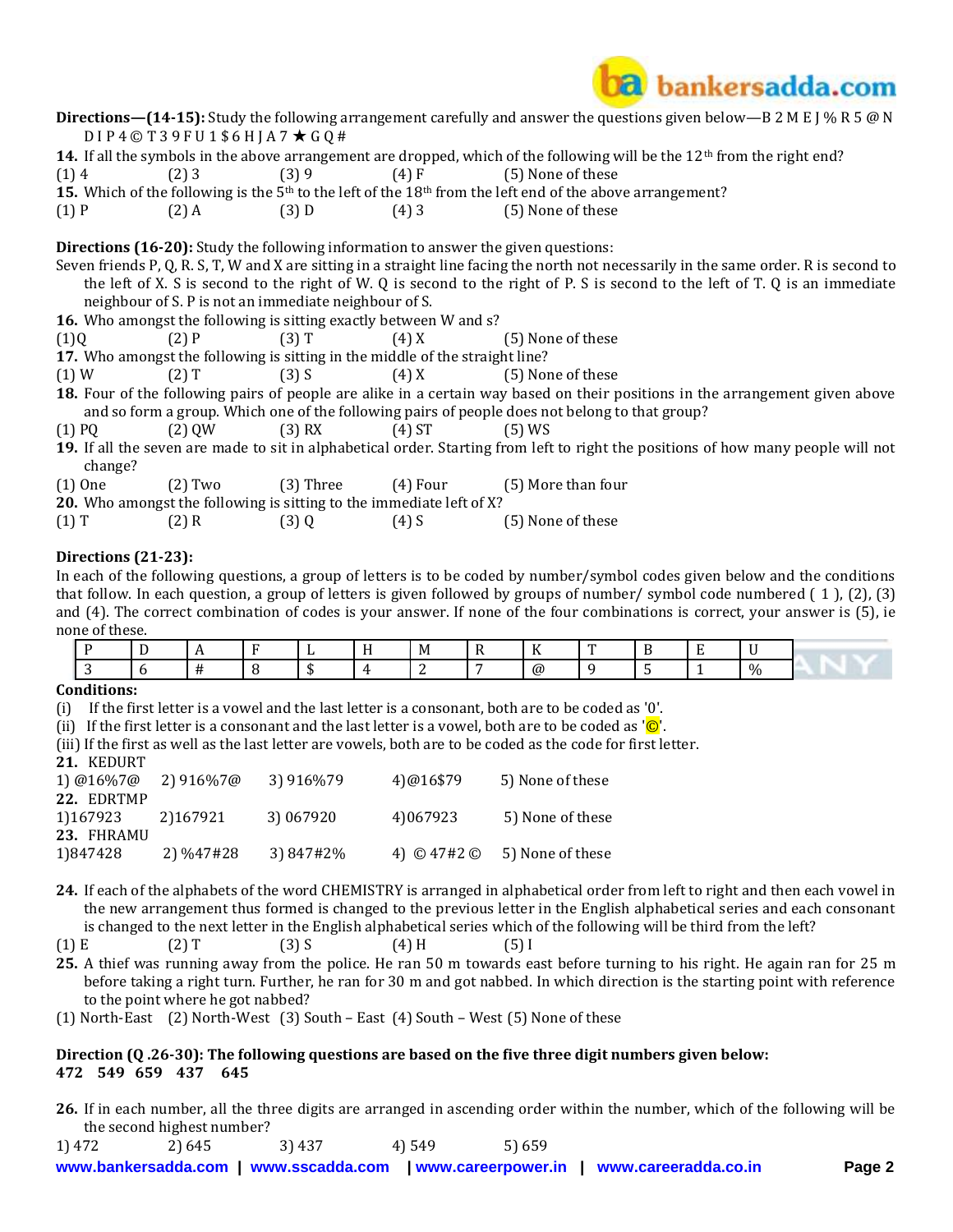**Directions—(14-15):** Study the following arrangement carefully and answer the questions given below—B 2 M E J % R 5 @ N D I P 4 © T 3 9 F U 1 $ 6 H J A 7 ★ G Q #

**14.** If all the symbols in the above arrangement are dropped, which of the following will be the 12th from the right end?

(1) 4 (2) 3 (3) 9 (4) F (5) None of these

**15.** Which of the following is the 5th to the left of the 18th from the left end of the above arrangement?

(1) P (2) A (3) D (4) 3 (5) None of these

**Directions (16-20):** Study the following information to answer the given questions:

Seven friends P, Q, R. S, T, W and X are sitting in a straight line facing the north not necessarily in the same order. R is second to the left of X. S is second to the right of W. Q is second to the right of P. S is second to the left of T. Q is an immediate neighbour of S. P is not an immediate neighbour of S.

**16.** Who amongst the following is sitting exactly between W and s?

(1)Q (2) P (3) T (4) X (5) None of these

**17.** Who amongst the following is sitting in the middle of the straight line?

(1) W (2) T (3) S (4) X (5) None of these

**18.** Four of the following pairs of people are alike in a certain way based on their positions in the arrangement given above and so form a group. Which one of the following pairs of people does not belong to that group?

(1) PQ (2) QW (3) RX (4) ST (5) WS

**19.** If all the seven are made to sit in alphabetical order. Starting from left to right the positions of how many people will not change?

(1) One (2) Two (3) Three (4) Four (5) More than four

**20.** Who amongst the following is sitting to the immediate left of X?

(1) T (2) R (3) Q (4) S (5) None of these

**Directions (21-23):**

In each of the following questions, a group of letters is to be coded by number/symbol codes given below and the conditions that follow. In each question, a group of letters is given followed by groups of number/ symbol code numbered ( 1 ), (2), (3) and (4). The correct combination of codes is your answer. If none of the four combinations is correct, your answer is (5), ie none of these.

| P | D | A | F | L | H | M | R | K | T | B | E | U |
|---|---|---|---|---|---|---|---|---|---|---|---|---|
| 3 | 6 | # | 8 | $ | 4 | 2 | 7 | @ | 9 | 5 | 1 | % |

**Conditions:**

(i) If the first letter is a vowel and the last letter is a consonant, both are to be coded as '0'.

(ii) If the first letter is a consonant and the last letter is a vowel, both are to be coded as '©'.

(iii) If the first as well as the last letter are vowels, both are to be coded as the code for first letter.

**21.** KEDURT

1) @16%7@ 2) 916%7@ 3) 916%79 4)@16$79 5) None of these

**22.** EDRTMP

1)167923 2)167921 3) 067920 4)067923 5) None of these

**23.** FHRAMU

1)847428 2) %47#28 3) 847#2% 4) © 47#2 © 5) None of these

**24.** If each of the alphabets of the word CHEMISTRY is arranged in alphabetical order from left to right and then each vowel in the new arrangement thus formed is changed to the previous letter in the English alphabetical series and each consonant is changed to the next letter in the English alphabetical series which of the following will be third from the left?

(1) E (2) T (3) S (4) H (5) I

**25.** A thief was running away from the police. He ran 50 m towards east before turning to his right. He again ran for 25 m before taking a right turn. Further, he ran for 30 m and got nabbed. In which direction is the starting point with reference to the point where he got nabbed?

(1) North-East (2) North-West (3) South – East (4) South – West (5) None of these

**Direction (Q .26-30): The following questions are based on the five three digit numbers given below:**
**472 549 659 437 645**

**26.** If in each number, all the three digits are arranged in ascending order within the number, which of the following will be the second highest number?

1) 472 2) 645 3) 437 4) 549 5) 659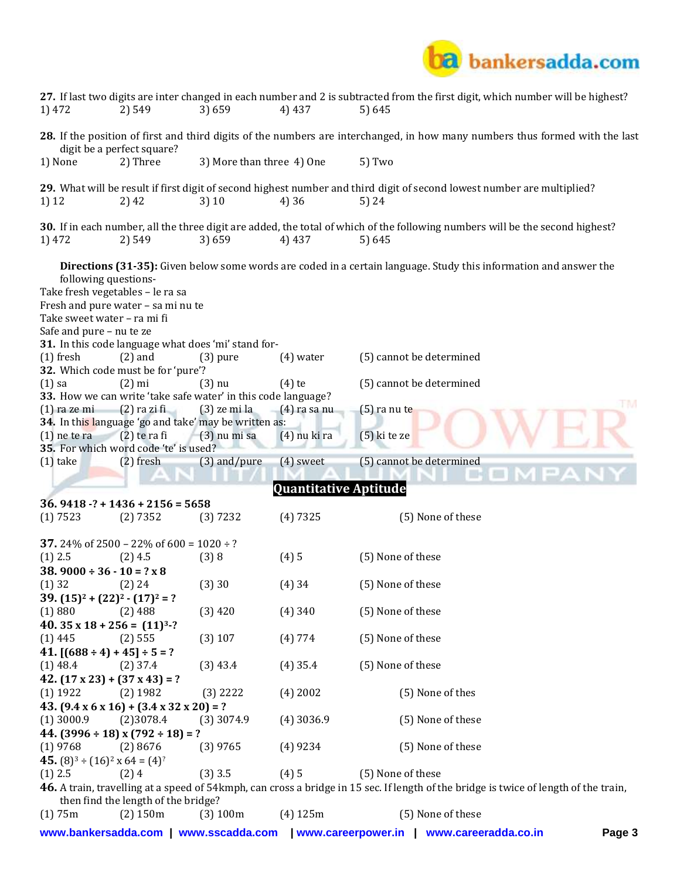**27.** If last two digits are inter changed in each number and 2 is subtracted from the first digit, which number will be highest?
1) 472 2) 549 3) 659 4) 437 5) 645

**28.** If the position of first and third digits of the numbers are interchanged, in how many numbers thus formed with the last digit be a perfect square?
1) None 2) Three 3) More than three 4) One 5) Two

**29.** What will be result if first digit of second highest number and third digit of second lowest number are multiplied?
1) 12 2) 42 3) 10 4) 36 5) 24

**30.** If in each number, all the three digit are added, the total of which of the following numbers will be the second highest?
1) 472 2) 549 3) 659 4) 437 5) 645

**Directions (31-35):** Given below some words are coded in a certain language. Study this information and answer the following questions-

Take fresh vegetables – le ra sa
Fresh and pure water – sa mi nu te
Take sweet water – ra mi fi
Safe and pure – nu te ze

**31.** In this code language what does 'mi' stand for-
(1) fresh (2) and (3) pure (4) water (5) cannot be determined

**32.** Which code must be for 'pure'?
(1) sa (2) mi (3) nu (4) te (5) cannot be determined

**33.** How we can write 'take safe water' in this code language?
(1) ra ze mi (2) ra zi fi (3) ze mi la (4) ra sa nu (5) ra nu te

**34.** In this language 'go and take' may be written as:
(1) ne te ra (2) te ra fi (3) nu mi sa (4) nu ki ra (5) ki te ze

**35.** For which word code 'te' is used?
(1) take (2) fresh (3) and/pure (4) sweet (5) cannot be determined

## Quantitative Aptitude

**36.** $9418 - ? + 1436 + 2156 = 5658$
(1) 7523 (2) 7352 (3) 7232 (4) 7325 (5) None of these

**37.** 24% of 2500 – 22% of 600 = 1020 ÷ ?
(1) 2.5 (2) 4.5 (3) 8 (4) 5 (5) None of these

**38.** $9000 \div 36 - 10 = ? \times 8$
(1) 32 (2) 24 (3) 30 (4) 34 (5) None of these

**39.** $(15)^2 + (22)^2 - (17)^2 = ?$
(1) 880 (2) 488 (3) 420 (4) 340 (5) None of these

**40.** $35 \times 18 + 256 = (11)^3 - ?$
(1) 445 (2) 555 (3) 107 (4) 774 (5) None of these

**41.** $[(688 \div 4) + 45] \div 5 = ?$
(1) 48.4 (2) 37.4 (3) 43.4 (4) 35.4 (5) None of these

**42.** $(17 \times 23) + (37 \times 43) = ?$
(1) 1922 (2) 1982 (3) 2222 (4) 2002 (5) None of thes

**43.** $(9.4 \times 6 \times 16) + (3.4 \times 32 \times 20) = ?$
(1) 3000.9 (2) 3078.4 (3) 3074.9 (4) 3036.9 (5) None of these

**44.** $(3996 \div 18) \times (792 \div 18) = ?$
(1) 9768 (2) 8676 (3) 9765 (4) 9234 (5) None of these

**45.** $(8)^3 \div (16)^2 \times 64 = (4)^?$
(1) 2.5 (2) 4 (3) 3.5 (4) 5 (5) None of these

**46.** A train, travelling at a speed of 54kmph, can cross a bridge in 15 sec. If length of the bridge is twice of length of the train, then find the length of the bridge?
(1) 75m (2) 150m (3) 100m (4) 125m (5) None of these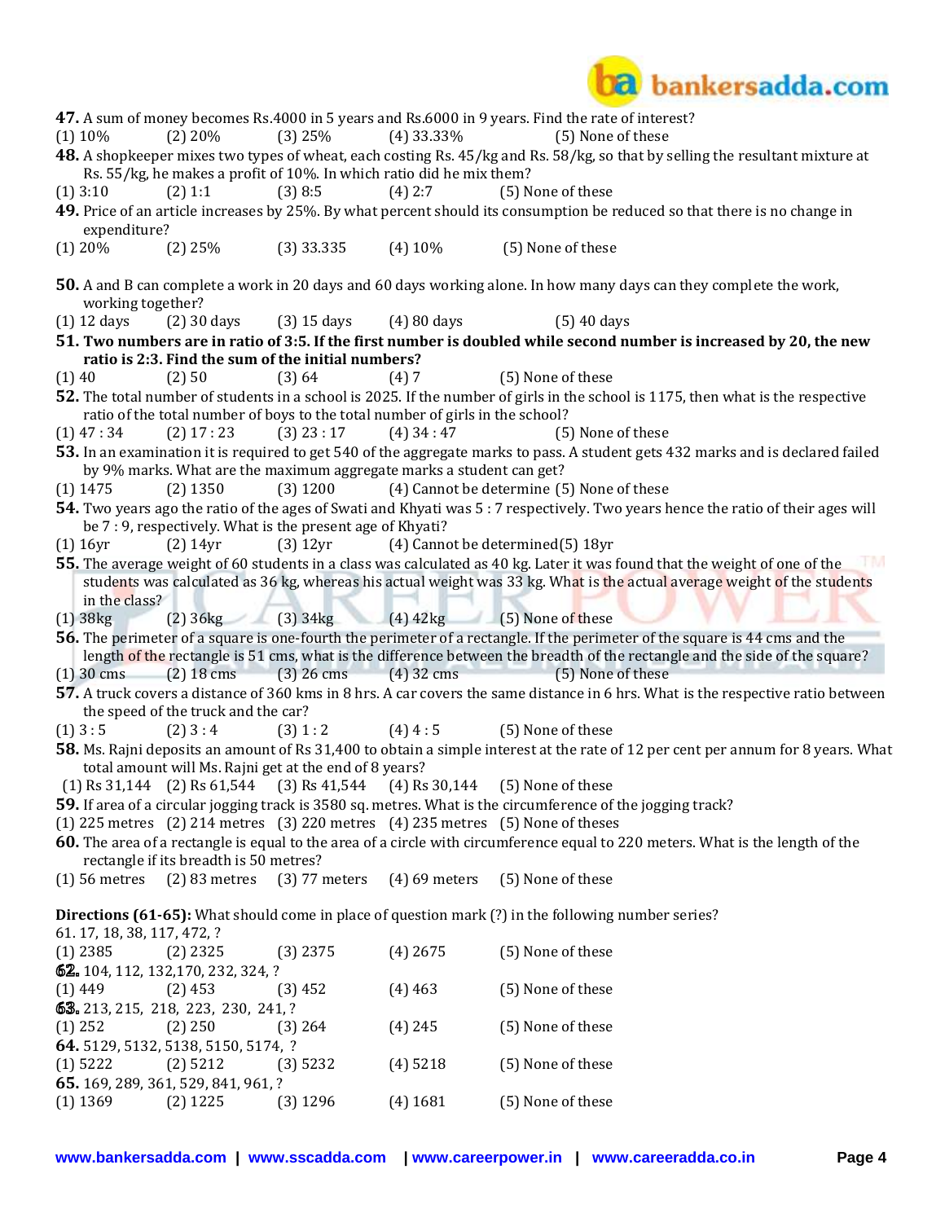**47.** A sum of money becomes Rs.4000 in 5 years and Rs.6000 in 9 years. Find the rate of interest?
(1) 10% (2) 20% (3) 25% (4) 33.33% (5) None of these

**48.** A shopkeeper mixes two types of wheat, each costing Rs. 45/kg and Rs. 58/kg, so that by selling the resultant mixture at Rs. 55/kg, he makes a profit of 10%. In which ratio did he mix them?
(1) 3:10 (2) 1:1 (3) 8:5 (4) 2:7 (5) None of these

**49.** Price of an article increases by 25%. By what percent should its consumption be reduced so that there is no change in expenditure?
(1) 20% (2) 25% (3) 33.335 (4) 10% (5) None of these

**50.** A and B can complete a work in 20 days and 60 days working alone. In how many days can they complete the work, working together?
(1) 12 days (2) 30 days (3) 15 days (4) 80 days (5) 40 days

**51. Two numbers are in ratio of 3:5. If the first number is doubled while second number is increased by 20, the new ratio is 2:3. Find the sum of the initial numbers?**
(1) 40 (2) 50 (3) 64 (4) 7 (5) None of these

**52.** The total number of students in a school is 2025. If the number of girls in the school is 1175, then what is the respective ratio of the total number of boys to the total number of girls in the school?
(1) 47 : 34 (2) 17 : 23 (3) 23 : 17 (4) 34 : 47 (5) None of these

**53.** In an examination it is required to get 540 of the aggregate marks to pass. A student gets 432 marks and is declared failed by 9% marks. What are the maximum aggregate marks a student can get?
(1) 1475 (2) 1350 (3) 1200 (4) Cannot be determine (5) None of these

**54.** Two years ago the ratio of the ages of Swati and Khyati was 5 : 7 respectively. Two years hence the ratio of their ages will be 7 : 9, respectively. What is the present age of Khyati?
(1) 16yr (2) 14yr (3) 12yr (4) Cannot be determined (5) 18yr

**55.** The average weight of 60 students in a class was calculated as 40 kg. Later it was found that the weight of one of the students was calculated as 36 kg, whereas his actual weight was 33 kg. What is the actual average weight of the students in the class?
(1) 38kg (2) 36kg (3) 34kg (4) 42kg (5) None of these

**56.** The perimeter of a square is one-fourth the perimeter of a rectangle. If the perimeter of the square is 44 cms and the length of the rectangle is 51 cms, what is the difference between the breadth of the rectangle and the side of the square?
(1) 30 cms (2) 18 cms (3) 26 cms (4) 32 cms (5) None of these

**57.** A truck covers a distance of 360 kms in 8 hrs. A car covers the same distance in 6 hrs. What is the respective ratio between the speed of the truck and the car?
(1) 3 : 5 (2) 3 : 4 (3) 1 : 2 (4) 4 : 5 (5) None of these

**58.** Ms. Rajni deposits an amount of Rs 31,400 to obtain a simple interest at the rate of 12 per cent per annum for 8 years. What total amount will Ms. Rajni get at the end of 8 years?
(1) Rs 31,144 (2) Rs 61,544 (3) Rs 41,544 (4) Rs 30,144 (5) None of these

**59.** If area of a circular jogging track is 3580 sq. metres. What is the circumference of the jogging track?
(1) 225 metres (2) 214 metres (3) 220 metres (4) 235 metres (5) None of theses

**60.** The area of a rectangle is equal to the area of a circle with circumference equal to 220 meters. What is the length of the rectangle if its breadth is 50 metres?
(1) 56 metres (2) 83 metres (3) 77 meters (4) 69 meters (5) None of these

**Directions (61-65):** What should come in place of question mark (?) in the following number series?

61. 17, 18, 38, 117, 472, ?
(1) 2385 (2) 2325 (3) 2375 (4) 2675 (5) None of these

**62.** 104, 112, 132,170, 232, 324, ?
(1) 449 (2) 453 (3) 452 (4) 463 (5) None of these

**63.** 213, 215, 218, 223, 230, 241, ?
(1) 252 (2) 250 (3) 264 (4) 245 (5) None of these

**64.** 5129, 5132, 5138, 5150, 5174, ?
(1) 5222 (2) 5212 (3) 5232 (4) 5218 (5) None of these

**65.** 169, 289, 361, 529, 841, 961, ?
(1) 1369 (2) 1225 (3) 1296 (4) 1681 (5) None of these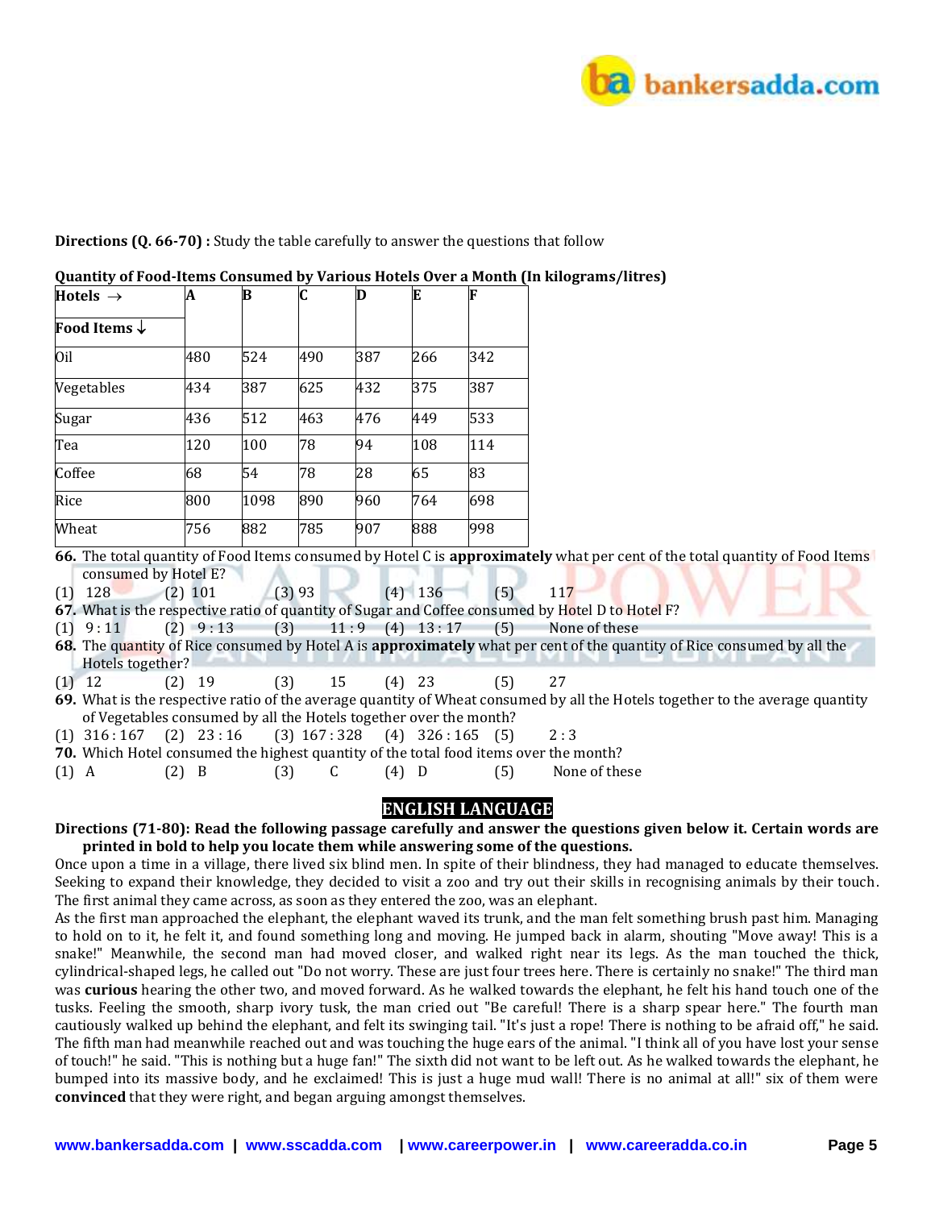**Directions (Q. 66-70) :** Study the table carefully to answer the questions that follow

**Quantity of Food-Items Consumed by Various Hotels Over a Month (In kilograms/litres)**

| Hotels → <br> Food Items ↓ | A | B | C | D | E | F |
|---|---|---|---|---|---|---|
| Oil | 480 | 524 | 490 | 387 | 266 | 342 |
| Vegetables | 434 | 387 | 625 | 432 | 375 | 387 |
| Sugar | 436 | 512 | 463 | 476 | 449 | 533 |
| Tea | 120 | 100 | 78 | 94 | 108 | 114 |
| Coffee | 68 | 54 | 78 | 28 | 65 | 83 |
| Rice | 800 | 1098 | 890 | 960 | 764 | 698 |
| Wheat | 756 | 882 | 785 | 907 | 888 | 998 |

**66.** The total quantity of Food Items consumed by Hotel C is **approximately** what per cent of the total quantity of Food Items consumed by Hotel E?

(1) 128 (2) 101 (3) 93 (4) 136 (5) 117

**67.** What is the respective ratio of quantity of Sugar and Coffee consumed by Hotel D to Hotel F?

(1) 9 : 11 (2) 9 : 13 (3) 11 : 9 (4) 13 : 17 (5) None of these

**68.** The quantity of Rice consumed by Hotel A is **approximately** what per cent of the quantity of Rice consumed by all the Hotels together?

(1) 12 (2) 19 (3) 15 (4) 23 (5) 27

**69.** What is the respective ratio of the average quantity of Wheat consumed by all the Hotels together to the average quantity of Vegetables consumed by all the Hotels together over the month?

(1) 316 : 167 (2) 23 : 16 (3) 167 : 328 (4) 326 : 165 (5) 2 : 3

**70.** Which Hotel consumed the highest quantity of the total food items over the month?

(1) A (2) B (3) C (4) D (5) None of these

## ENGLISH LANGUAGE

**Directions (71-80): Read the following passage carefully and answer the questions given below it. Certain words are printed in bold to help you locate them while answering some of the questions.**

Once upon a time in a village, there lived six blind men. In spite of their blindness, they had managed to educate themselves. Seeking to expand their knowledge, they decided to visit a zoo and try out their skills in recognising animals by their touch. The first animal they came across, as soon as they entered the zoo, was an elephant.

As the first man approached the elephant, the elephant waved its trunk, and the man felt something brush past him. Managing to hold on to it, he felt it, and found something long and moving. He jumped back in alarm, shouting "Move away! This is a snake!" Meanwhile, the second man had moved closer, and walked right near its legs. As the man touched the thick, cylindrical-shaped legs, he called out "Do not worry. These are just four trees here. There is certainly no snake!" The third man was **curious** hearing the other two, and moved forward. As he walked towards the elephant, he felt his hand touch one of the tusks. Feeling the smooth, sharp ivory tusk, the man cried out "Be careful! There is a sharp spear here." The fourth man cautiously walked up behind the elephant, and felt its swinging tail. "It's just a rope! There is nothing to be afraid off," he said. The fifth man had meanwhile reached out and was touching the huge ears of the animal. "I think all of you have lost your sense of touch!" he said. "This is nothing but a huge fan!" The sixth did not want to be left out. As he walked towards the elephant, he bumped into its massive body, and he exclaimed! This is just a huge mud wall! There is no animal at all!" six of them were **convinced** that they were right, and began arguing amongst themselves.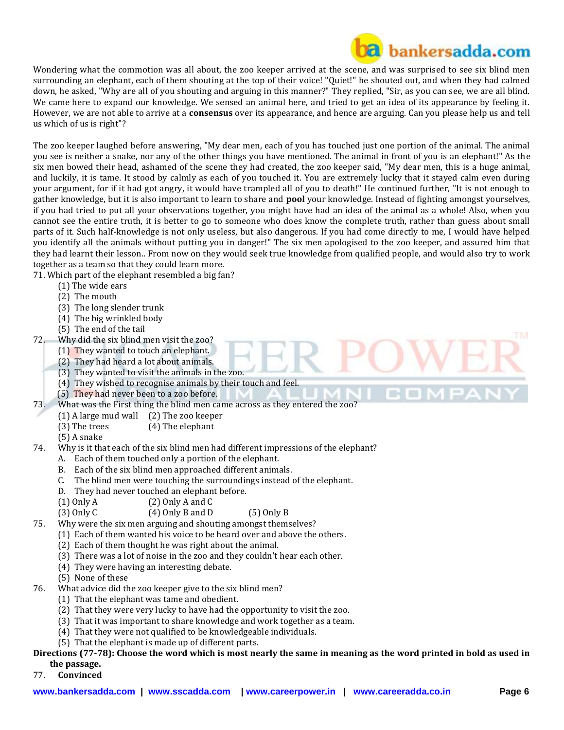Wondering what the commotion was all about, the zoo keeper arrived at the scene, and was surprised to see six blind men surrounding an elephant, each of them shouting at the top of their voice! "Quiet!" he shouted out, and when they had calmed down, he asked, "Why are all of you shouting and arguing in this manner?" They replied, "Sir, as you can see, we are all blind. We came here to expand our knowledge. We sensed an animal here, and tried to get an idea of its appearance by feeling it. However, we are not able to arrive at a **consensus** over its appearance, and hence are arguing. Can you please help us and tell us which of us is right"?

The zoo keeper laughed before answering, "My dear men, each of you has touched just one portion of the animal. The animal you see is neither a snake, nor any of the other things you have mentioned. The animal in front of you is an elephant!" As the six men bowed their head, ashamed of the scene they had created, the zoo keeper said, "My dear men, this is a huge animal, and luckily, it is tame. It stood by calmly as each of you touched it. You are extremely lucky that it stayed calm even during your argument, for if it had got angry, it would have trampled all of you to death!" He continued further, "It is not enough to gather knowledge, but it is also important to learn to share and **pool** your knowledge. Instead of fighting amongst yourselves, if you had tried to put all your observations together, you might have had an idea of the animal as a whole! Also, when you cannot see the entire truth, it is better to go to someone who does know the complete truth, rather than guess about small parts of it. Such half-knowledge is not only useless, but also dangerous. If you had come directly to me, I would have helped you identify all the animals without putting you in danger!" The six men apologised to the zoo keeper, and assured him that they had learnt their lesson.. From now on they would seek true knowledge from qualified people, and would also try to work together as a team so that they could learn more.

71. Which part of the elephant resembled a big fan?
    (1) The wide ears
    (2) The mouth
    (3) The long slender trunk
    (4) The big wrinkled body
    (5) The end of the tail

72. Why did the six blind men visit the zoo?
    (1) They wanted to touch an elephant.
    (2) They had heard a lot about animals.
    (3) They wanted to visit the animals in the zoo.
    (4) They wished to recognise animals by their touch and feel.
    (5) They had never been to a zoo before.

73. What was the First thing the blind men came across as they entered the zoo?
    (1) A large mud wall (2) The zoo keeper
    (3) The trees (4) The elephant
    (5) A snake

74. Why is it that each of the six blind men had different impressions of the elephant?
    A. Each of them touched only a portion of the elephant.
    B. Each of the six blind men approached different animals.
    C. The blind men were touching the surroundings instead of the elephant.
    D. They had never touched an elephant before.
    (1) Only A (2) Only A and C
    (3) Only C (4) Only B and D (5) Only B

75. Why were the six men arguing and shouting amongst themselves?
    (1) Each of them wanted his voice to be heard over and above the others.
    (2) Each of them thought he was right about the animal.
    (3) There was a lot of noise in the zoo and they couldn't hear each other.
    (4) They were having an interesting debate.
    (5) None of these

76. What advice did the zoo keeper give to the six blind men?
    (1) That the elephant was tame and obedient.
    (2) That they were very lucky to have had the opportunity to visit the zoo.
    (3) That it was important to share knowledge and work together as a team.
    (4) That they were not qualified to be knowledgeable individuals.
    (5) That the elephant is made up of different parts.

**Directions (77-78): Choose the word which is most nearly the same in meaning as the word printed in bold as used in the passage.**

77. **Convinced**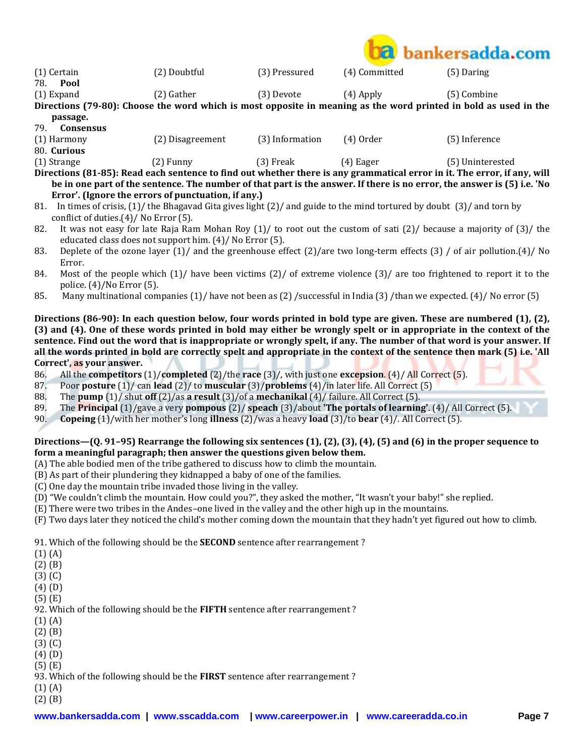(1) Certain (2) Doubtful (3) Pressured (4) Committed (5) Daring

78. **Pool**

(1) Expand (2) Gather (3) Devote (4) Apply (5) Combine

**Directions (79-80): Choose the word which is most opposite in meaning as the word printed in bold as used in the passage.**

79. **Consensus**

(1) Harmony (2) Disagreement (3) Information (4) Order (5) Inference

80. **Curious**

(1) Strange (2) Funny (3) Freak (4) Eager (5) Uninterested

**Directions (81-85): Read each sentence to find out whether there is any grammatical error in it. The error, if any, will be in one part of the sentence. The number of that part is the answer. If there is no error, the answer is (5) i.e. 'No Error'. (Ignore the errors of punctuation, if any.)**

81. In times of crisis, (1)/ the Bhagavad Gita gives light (2)/ and guide to the mind tortured by doubt (3)/ and torn by conflict of duties.(4)/ No Error (5).
82. It was not easy for late Raja Ram Mohan Roy (1)/ to root out the custom of sati (2)/ because a majority of (3)/ the educated class does not support him. (4)/ No Error (5).
83. Deplete of the ozone layer (1)/ and the greenhouse effect (2)/are two long-term effects (3) / of air pollution.(4)/ No Error.
84. Most of the people which (1)/ have been victims (2)/ of extreme violence (3)/ are too frightened to report it to the police. (4)/No Error (5).
85. Many multinational companies (1)/ have not been as (2) /successful in India (3) /than we expected. (4)/ No error (5)

**Directions (86-90): In each question below, four words printed in bold type are given. These are numbered (1), (2), (3) and (4). One of these words printed in bold may either be wrongly spelt or in appropriate in the context of the sentence. Find out the word that is inappropriate or wrongly spelt, if any. The number of that word is your answer. If all the words printed in bold are correctly spelt and appropriate in the context of the sentence then mark (5) i.e. 'All Correct', as your answer.**

86. All the **competitors** (1)/**completed** (2)/the **race** (3)/, with just one **excepsion**. (4)/ All Correct (5).
87. Poor **posture** (1)/ can **lead** (2)/ to **muscular** (3)/**problems** (4)/in later life. All Correct (5)
88. The **pump** (1)/ shut **off** (2)/as **a result** (3)/of a **mechanikal** (4)/ failure. All Correct (5).
89. The **Principal** (1)/gave a very **pompous** (2)/ **speach** (3)/about **'The portals of learning'**. (4)/ All Correct (5).
90. **Copeing** (1)/with her mother's long **illness** (2)/was a heavy **load** (3)/to **bear** (4)/. All Correct (5).

**Directions—(Q. 91–95) Rearrange the following six sentences (1), (2), (3), (4), (5) and (6) in the proper sequence to form a meaningful paragraph; then answer the questions given below them.**

(A) The able bodied men of the tribe gathered to discuss how to climb the mountain.
(B) As part of their plundering they kidnapped a baby of one of the families.
(C) One day the mountain tribe invaded those living in the valley.
(D) "We couldn't climb the mountain. How could you?", they asked the mother, "It wasn't your baby!" she replied.
(E) There were two tribes in the Andes–one lived in the valley and the other high up in the mountains.
(F) Two days later they noticed the child's mother coming down the mountain that they hadn't yet figured out how to climb.

91. Which of the following should be the **SECOND** sentence after rearrangement ?
(1) (A)
(2) (B)
(3) (C)
(4) (D)
(5) (E)

92. Which of the following should be the **FIFTH** sentence after rearrangement ?
(1) (A)
(2) (B)
(3) (C)
(4) (D)
(5) (E)

93. Which of the following should be the **FIRST** sentence after rearrangement ?
(1) (A)
(2) (B)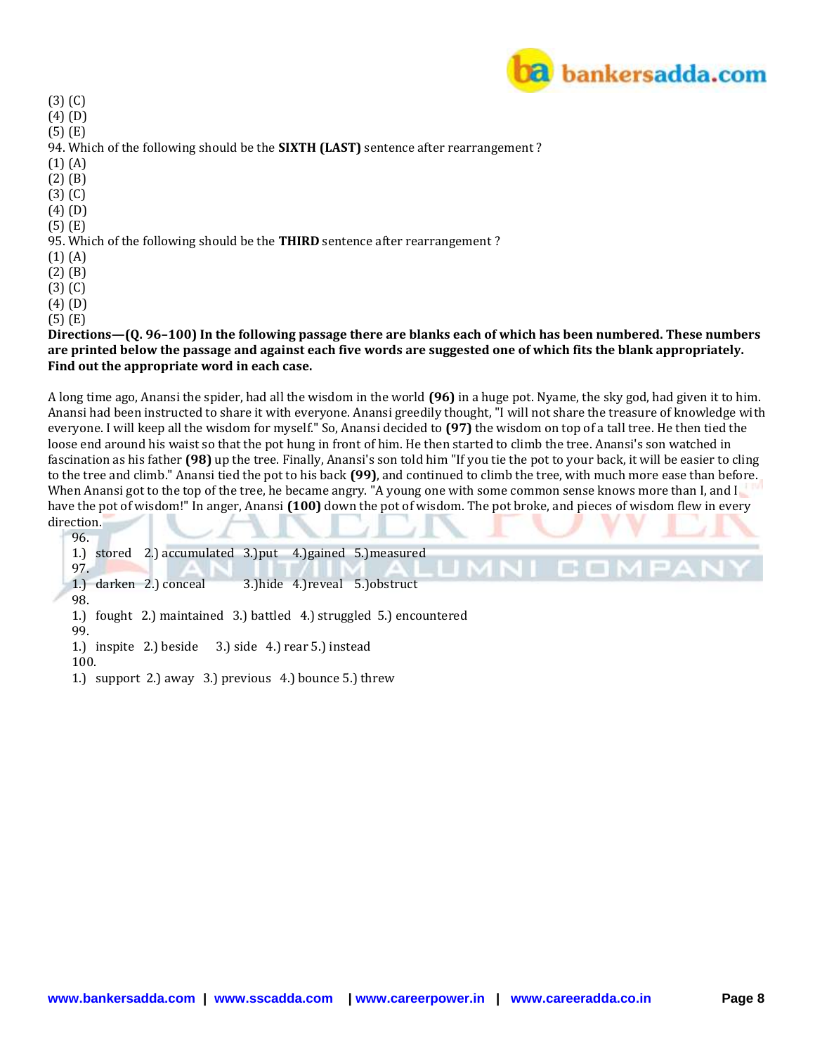(3) (C)
(4) (D)
(5) (E)

94. Which of the following should be the **SIXTH (LAST)** sentence after rearrangement ?
(1) (A)
(2) (B)
(3) (C)
(4) (D)
(5) (E)

95. Which of the following should be the **THIRD** sentence after rearrangement ?
(1) (A)
(2) (B)
(3) (C)
(4) (D)
(5) (E)

**Directions—(Q. 96–100) In the following passage there are blanks each of which has been numbered. These numbers are printed below the passage and against each five words are suggested one of which fits the blank appropriately. Find out the appropriate word in each case.**

A long time ago, Anansi the spider, had all the wisdom in the world **(96)** in a huge pot. Nyame, the sky god, had given it to him. Anansi had been instructed to share it with everyone. Anansi greedily thought, "I will not share the treasure of knowledge with everyone. I will keep all the wisdom for myself." So, Anansi decided to **(97)** the wisdom on top of a tall tree. He then tied the loose end around his waist so that the pot hung in front of him. He then started to climb the tree. Anansi's son watched in fascination as his father **(98)** up the tree. Finally, Anansi's son told him "If you tie the pot to your back, it will be easier to cling to the tree and climb." Anansi tied the pot to his back **(99)**, and continued to climb the tree, with much more ease than before. When Anansi got to the top of the tree, he became angry. "A young one with some common sense knows more than I, and I have the pot of wisdom!" In anger, Anansi **(100)** down the pot of wisdom. The pot broke, and pieces of wisdom flew in every direction.

96.
1.) stored 2.) accumulated 3.) put 4.) gained 5.) measured

97.
1.) darken 2.) conceal 3.) hide 4.) reveal 5.) obstruct

98.
1.) fought 2.) maintained 3.) battled 4.) struggled 5.) encountered

99.
1.) inspite 2.) beside 3.) side 4.) rear 5.) instead

100.
1.) support 2.) away 3.) previous 4.) bounce 5.) threw